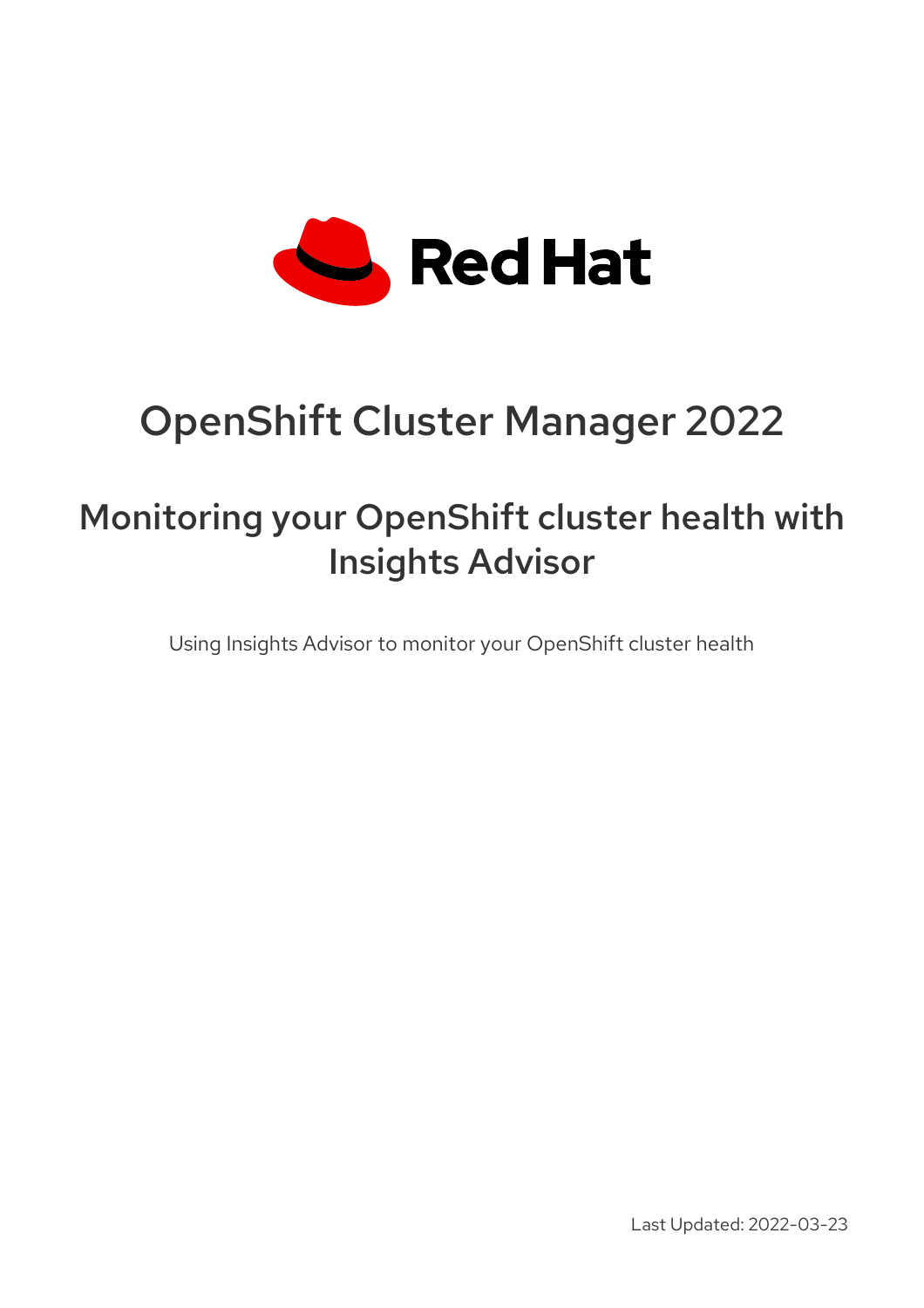# OpenShift Cluster Manager 2022

## Monitoring your OpenShift cluster health with Insights Advisor

Using Insights Advisor to monitor your OpenShift cluster health

Last Updated: 2022-03-23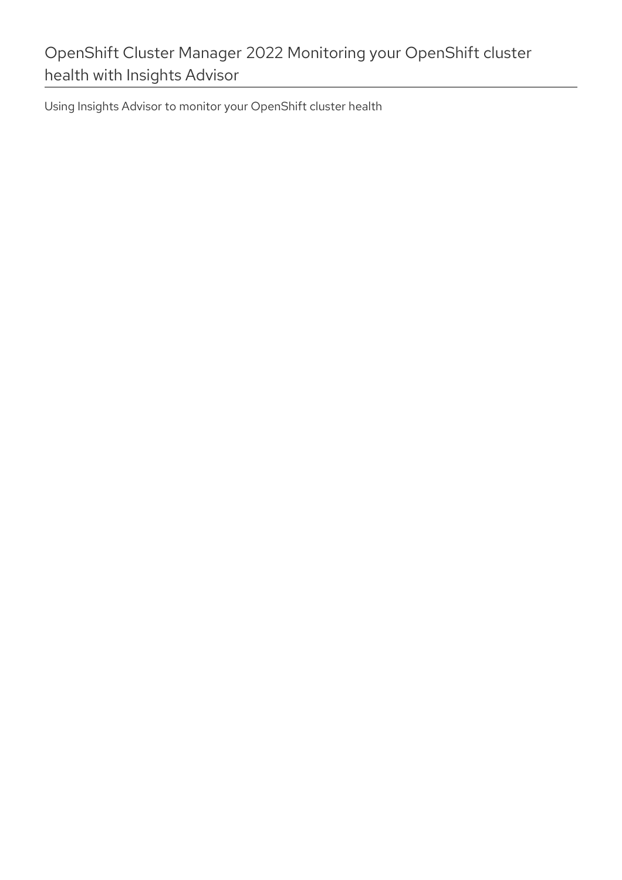# OpenShift Cluster Manager 2022 Monitoring your OpenShift cluster health with Insights Advisor

Using Insights Advisor to monitor your OpenShift cluster health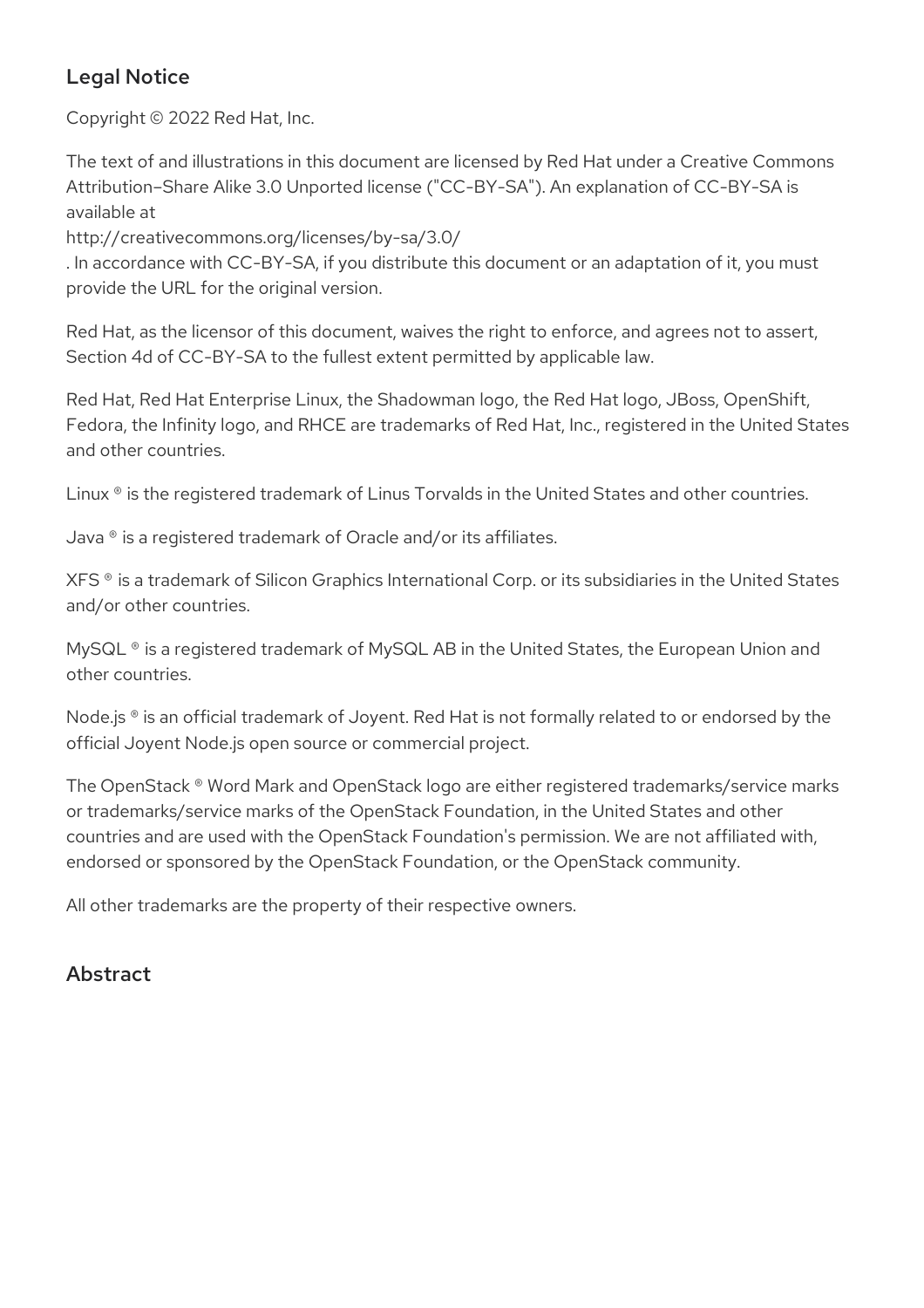## Legal Notice

Copyright © 2022 Red Hat, Inc.

The text of and illustrations in this document are licensed by Red Hat under a Creative Commons Attribution–Share Alike 3.0 Unported license ("CC-BY-SA"). An explanation of CC-BY-SA is available at
http://creativecommons.org/licenses/by-sa/3.0/
. In accordance with CC-BY-SA, if you distribute this document or an adaptation of it, you must provide the URL for the original version.

Red Hat, as the licensor of this document, waives the right to enforce, and agrees not to assert, Section 4d of CC-BY-SA to the fullest extent permitted by applicable law.

Red Hat, Red Hat Enterprise Linux, the Shadowman logo, the Red Hat logo, JBoss, OpenShift, Fedora, the Infinity logo, and RHCE are trademarks of Red Hat, Inc., registered in the United States and other countries.

Linux ® is the registered trademark of Linus Torvalds in the United States and other countries.

Java ® is a registered trademark of Oracle and/or its affiliates.

XFS ® is a trademark of Silicon Graphics International Corp. or its subsidiaries in the United States and/or other countries.

MySQL ® is a registered trademark of MySQL AB in the United States, the European Union and other countries.

Node.js ® is an official trademark of Joyent. Red Hat is not formally related to or endorsed by the official Joyent Node.js open source or commercial project.

The OpenStack ® Word Mark and OpenStack logo are either registered trademarks/service marks or trademarks/service marks of the OpenStack Foundation, in the United States and other countries and are used with the OpenStack Foundation's permission. We are not affiliated with, endorsed or sponsored by the OpenStack Foundation, or the OpenStack community.

All other trademarks are the property of their respective owners.

## Abstract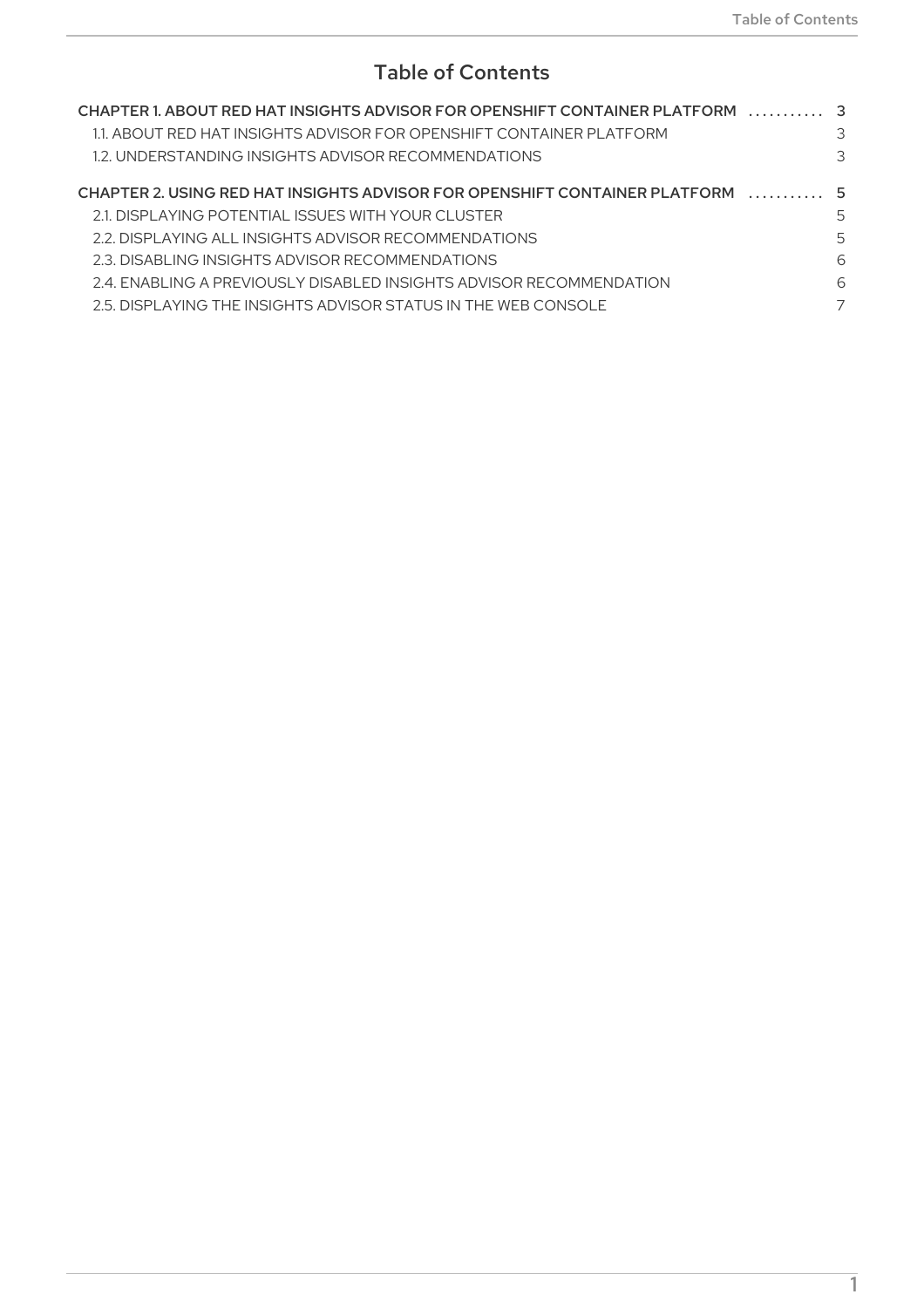# Table of Contents

CHAPTER 1. ABOUT RED HAT INSIGHTS ADVISOR FOR OPENSHIFT CONTAINER PLATFORM .......... 3
- 1.1. ABOUT RED HAT INSIGHTS ADVISOR FOR OPENSHIFT CONTAINER PLATFORM 3
- 1.2. UNDERSTANDING INSIGHTS ADVISOR RECOMMENDATIONS 3

CHAPTER 2. USING RED HAT INSIGHTS ADVISOR FOR OPENSHIFT CONTAINER PLATFORM .......... 5
- 2.1. DISPLAYING POTENTIAL ISSUES WITH YOUR CLUSTER 5
- 2.2. DISPLAYING ALL INSIGHTS ADVISOR RECOMMENDATIONS 5
- 2.3. DISABLING INSIGHTS ADVISOR RECOMMENDATIONS 6
- 2.4. ENABLING A PREVIOUSLY DISABLED INSIGHTS ADVISOR RECOMMENDATION 6
- 2.5. DISPLAYING THE INSIGHTS ADVISOR STATUS IN THE WEB CONSOLE 7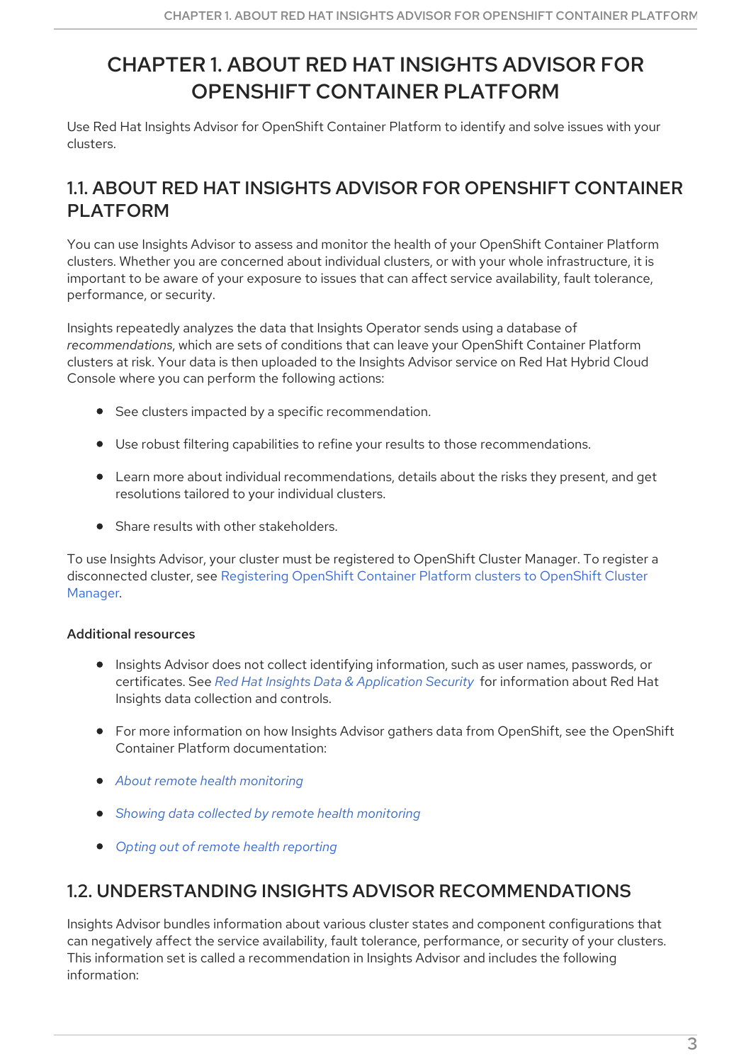# CHAPTER 1. ABOUT RED HAT INSIGHTS ADVISOR FOR OPENSHIFT CONTAINER PLATFORM

Use Red Hat Insights Advisor for OpenShift Container Platform to identify and solve issues with your clusters.

## 1.1. ABOUT RED HAT INSIGHTS ADVISOR FOR OPENSHIFT CONTAINER PLATFORM

You can use Insights Advisor to assess and monitor the health of your OpenShift Container Platform clusters. Whether you are concerned about individual clusters, or with your whole infrastructure, it is important to be aware of your exposure to issues that can affect service availability, fault tolerance, performance, or security.

Insights repeatedly analyzes the data that Insights Operator sends using a database of *recommendations*, which are sets of conditions that can leave your OpenShift Container Platform clusters at risk. Your data is then uploaded to the Insights Advisor service on Red Hat Hybrid Cloud Console where you can perform the following actions:

- See clusters impacted by a specific recommendation.
- Use robust filtering capabilities to refine your results to those recommendations.
- Learn more about individual recommendations, details about the risks they present, and get resolutions tailored to your individual clusters.
- Share results with other stakeholders.

To use Insights Advisor, your cluster must be registered to OpenShift Cluster Manager. To register a disconnected cluster, see Registering OpenShift Container Platform clusters to OpenShift Cluster Manager.

**Additional resources**

- Insights Advisor does not collect identifying information, such as user names, passwords, or certificates. See *Red Hat Insights Data & Application Security* for information about Red Hat Insights data collection and controls.
- For more information on how Insights Advisor gathers data from OpenShift, see the OpenShift Container Platform documentation:
- *About remote health monitoring*
- *Showing data collected by remote health monitoring*
- *Opting out of remote health reporting*

## 1.2. UNDERSTANDING INSIGHTS ADVISOR RECOMMENDATIONS

Insights Advisor bundles information about various cluster states and component configurations that can negatively affect the service availability, fault tolerance, performance, or security of your clusters. This information set is called a recommendation in Insights Advisor and includes the following information: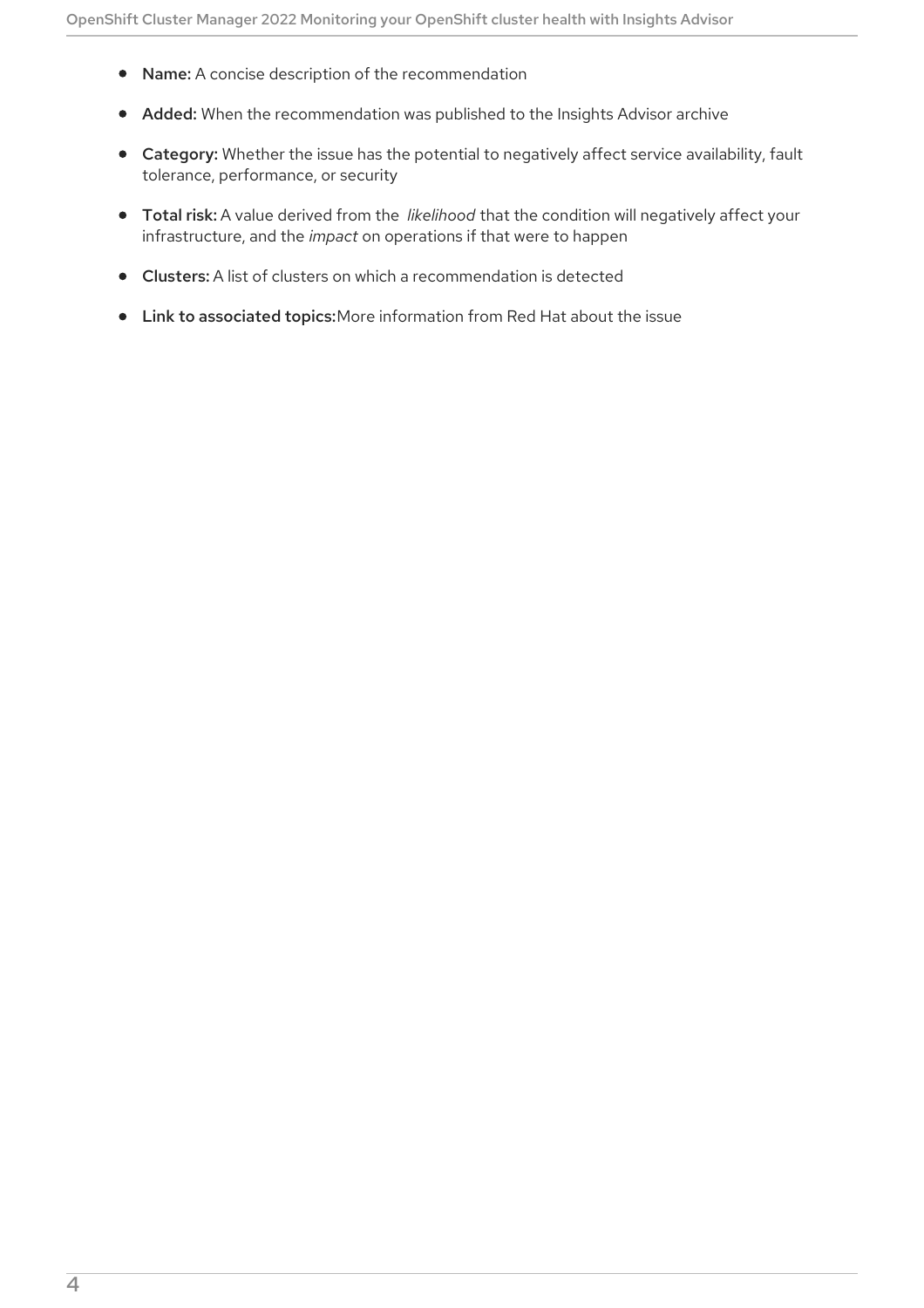- **Name:** A concise description of the recommendation
- **Added:** When the recommendation was published to the Insights Advisor archive
- **Category:** Whether the issue has the potential to negatively affect service availability, fault tolerance, performance, or security
- **Total risk:** A value derived from the *likelihood* that the condition will negatively affect your infrastructure, and the *impact* on operations if that were to happen
- **Clusters:** A list of clusters on which a recommendation is detected
- **Link to associated topics:** More information from Red Hat about the issue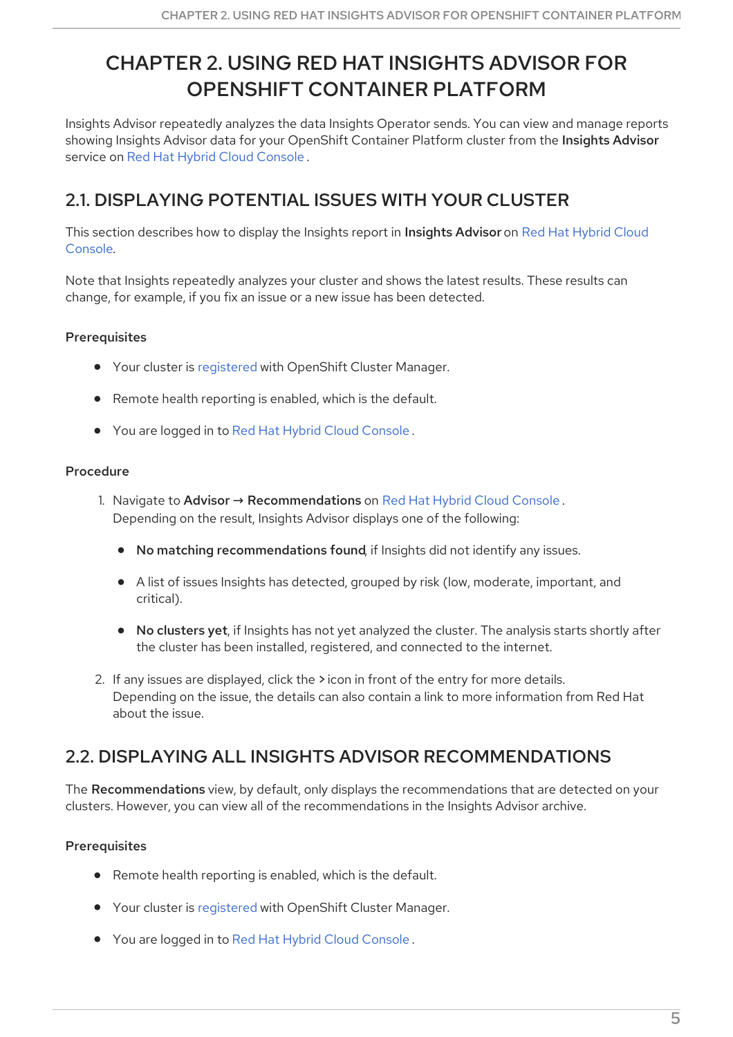# CHAPTER 2. USING RED HAT INSIGHTS ADVISOR FOR OPENSHIFT CONTAINER PLATFORM

Insights Advisor repeatedly analyzes the data Insights Operator sends. You can view and manage reports showing Insights Advisor data for your OpenShift Container Platform cluster from the **Insights Advisor** service on Red Hat Hybrid Cloud Console.

## 2.1. DISPLAYING POTENTIAL ISSUES WITH YOUR CLUSTER

This section describes how to display the Insights report in **Insights Advisor** on Red Hat Hybrid Cloud Console.

Note that Insights repeatedly analyzes your cluster and shows the latest results. These results can change, for example, if you fix an issue or a new issue has been detected.

### Prerequisites

- Your cluster is registered with OpenShift Cluster Manager.
- Remote health reporting is enabled, which is the default.
- You are logged in to Red Hat Hybrid Cloud Console.

### Procedure

1. Navigate to **Advisor** → **Recommendations** on Red Hat Hybrid Cloud Console.
   Depending on the result, Insights Advisor displays one of the following:
   - **No matching recommendations found**, if Insights did not identify any issues.
   - A list of issues Insights has detected, grouped by risk (low, moderate, important, and critical).
   - **No clusters yet**, if Insights has not yet analyzed the cluster. The analysis starts shortly after the cluster has been installed, registered, and connected to the internet.
2. If any issues are displayed, click the **>** icon in front of the entry for more details.
   Depending on the issue, the details can also contain a link to more information from Red Hat about the issue.

## 2.2. DISPLAYING ALL INSIGHTS ADVISOR RECOMMENDATIONS

The **Recommendations** view, by default, only displays the recommendations that are detected on your clusters. However, you can view all of the recommendations in the Insights Advisor archive.

### Prerequisites

- Remote health reporting is enabled, which is the default.
- Your cluster is registered with OpenShift Cluster Manager.
- You are logged in to Red Hat Hybrid Cloud Console.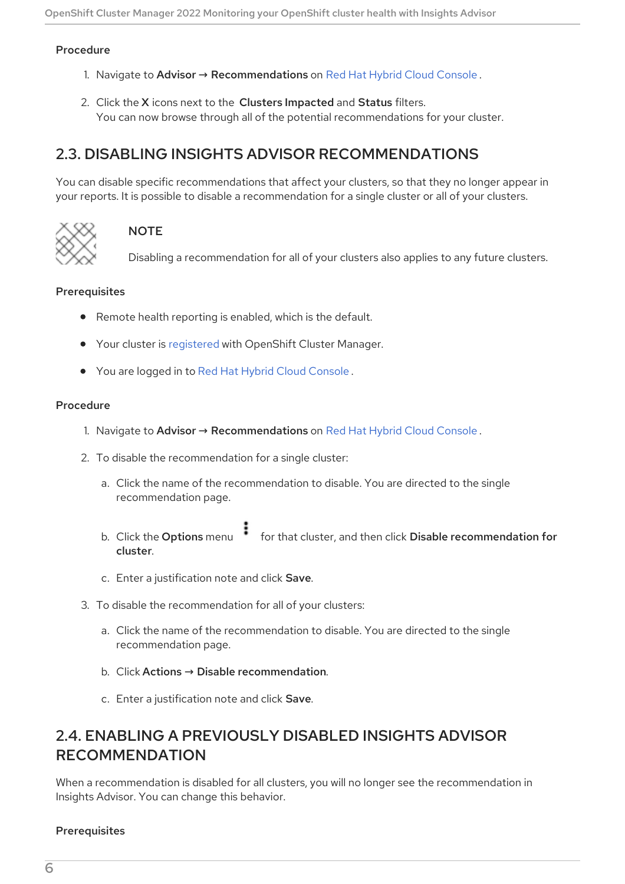**Procedure**

1. Navigate to **Advisor** → **Recommendations** on Red Hat Hybrid Cloud Console.
2. Click the **X** icons next to the **Clusters Impacted** and **Status** filters.
   You can now browse through all of the potential recommendations for your cluster.

## 2.3. DISABLING INSIGHTS ADVISOR RECOMMENDATIONS

You can disable specific recommendations that affect your clusters, so that they no longer appear in your reports. It is possible to disable a recommendation for a single cluster or all of your clusters.

> **NOTE**
>
> Disabling a recommendation for all of your clusters also applies to any future clusters.

**Prerequisites**

- Remote health reporting is enabled, which is the default.
- Your cluster is registered with OpenShift Cluster Manager.
- You are logged in to Red Hat Hybrid Cloud Console.

**Procedure**

1. Navigate to **Advisor** → **Recommendations** on Red Hat Hybrid Cloud Console.
2. To disable the recommendation for a single cluster:
   a. Click the name of the recommendation to disable. You are directed to the single recommendation page.
   b. Click the **Options** menu ⋮ for that cluster, and then click **Disable recommendation for cluster**.
   c. Enter a justification note and click **Save**.
3. To disable the recommendation for all of your clusters:
   a. Click the name of the recommendation to disable. You are directed to the single recommendation page.
   b. Click **Actions** → **Disable recommendation**.
   c. Enter a justification note and click **Save**.

## 2.4. ENABLING A PREVIOUSLY DISABLED INSIGHTS ADVISOR RECOMMENDATION

When a recommendation is disabled for all clusters, you will no longer see the recommendation in Insights Advisor. You can change this behavior.

**Prerequisites**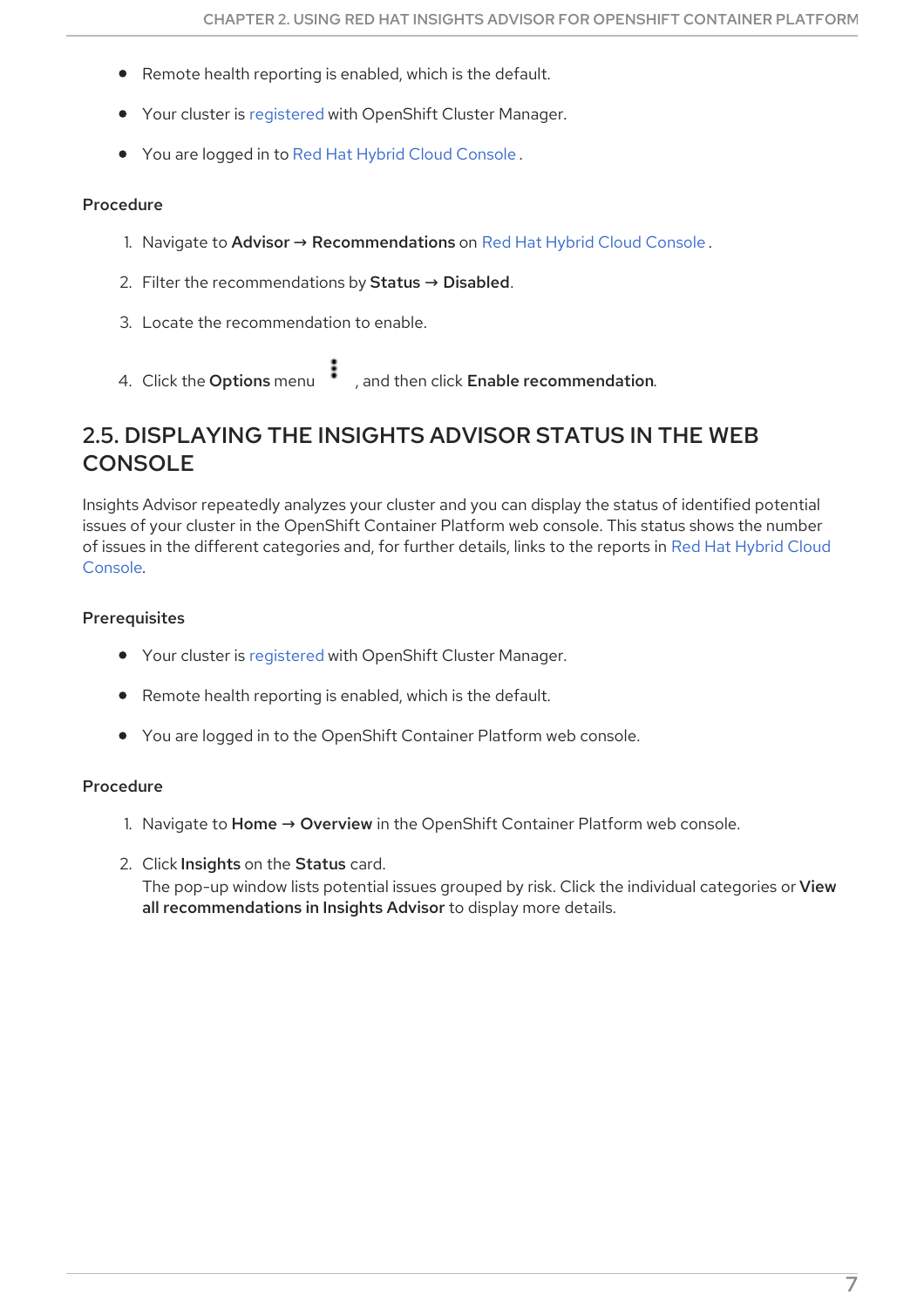- Remote health reporting is enabled, which is the default.
- Your cluster is registered with OpenShift Cluster Manager.
- You are logged in to Red Hat Hybrid Cloud Console .

**Procedure**

1. Navigate to **Advisor → Recommendations** on Red Hat Hybrid Cloud Console .
2. Filter the recommendations by **Status → Disabled**.
3. Locate the recommendation to enable.
4. Click the **Options** menu ⋮ , and then click **Enable recommendation**.

## 2.5. DISPLAYING THE INSIGHTS ADVISOR STATUS IN THE WEB CONSOLE

Insights Advisor repeatedly analyzes your cluster and you can display the status of identified potential issues of your cluster in the OpenShift Container Platform web console. This status shows the number of issues in the different categories and, for further details, links to the reports in Red Hat Hybrid Cloud Console.

**Prerequisites**

- Your cluster is registered with OpenShift Cluster Manager.
- Remote health reporting is enabled, which is the default.
- You are logged in to the OpenShift Container Platform web console.

**Procedure**

1. Navigate to **Home → Overview** in the OpenShift Container Platform web console.
2. Click **Insights** on the **Status** card.
   The pop-up window lists potential issues grouped by risk. Click the individual categories or **View all recommendations in Insights Advisor** to display more details.